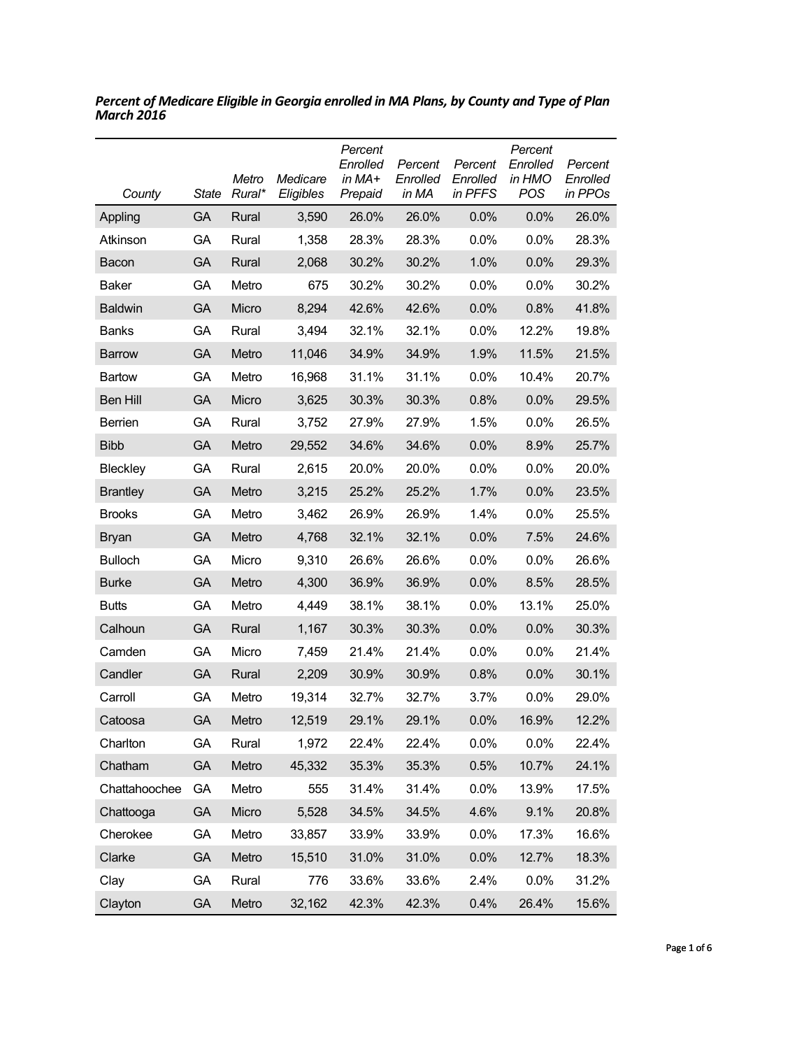***Percent of Medicare Eligible in Georgia enrolled in MA Plans, by County and Type of Plan March 2016***

| *County* | *State* | *Metro Rural\** | *Medicare Eligibles* | *Percent Enrolled in MA+ Prepaid* | *Percent Enrolled in MA* | *Percent Enrolled in PFFS* | *Percent Enrolled in HMO POS* | *Percent Enrolled in PPOs* |
|---|---|---|---|---|---|---|---|---|
| Appling | GA | Rural | 3,590 | 26.0% | 26.0% | 0.0% | 0.0% | 26.0% |
| Atkinson | GA | Rural | 1,358 | 28.3% | 28.3% | 0.0% | 0.0% | 28.3% |
| Bacon | GA | Rural | 2,068 | 30.2% | 30.2% | 1.0% | 0.0% | 29.3% |
| Baker | GA | Metro | 675 | 30.2% | 30.2% | 0.0% | 0.0% | 30.2% |
| Baldwin | GA | Micro | 8,294 | 42.6% | 42.6% | 0.0% | 0.8% | 41.8% |
| Banks | GA | Rural | 3,494 | 32.1% | 32.1% | 0.0% | 12.2% | 19.8% |
| Barrow | GA | Metro | 11,046 | 34.9% | 34.9% | 1.9% | 11.5% | 21.5% |
| Bartow | GA | Metro | 16,968 | 31.1% | 31.1% | 0.0% | 10.4% | 20.7% |
| Ben Hill | GA | Micro | 3,625 | 30.3% | 30.3% | 0.8% | 0.0% | 29.5% |
| Berrien | GA | Rural | 3,752 | 27.9% | 27.9% | 1.5% | 0.0% | 26.5% |
| Bibb | GA | Metro | 29,552 | 34.6% | 34.6% | 0.0% | 8.9% | 25.7% |
| Bleckley | GA | Rural | 2,615 | 20.0% | 20.0% | 0.0% | 0.0% | 20.0% |
| Brantley | GA | Metro | 3,215 | 25.2% | 25.2% | 1.7% | 0.0% | 23.5% |
| Brooks | GA | Metro | 3,462 | 26.9% | 26.9% | 1.4% | 0.0% | 25.5% |
| Bryan | GA | Metro | 4,768 | 32.1% | 32.1% | 0.0% | 7.5% | 24.6% |
| Bulloch | GA | Micro | 9,310 | 26.6% | 26.6% | 0.0% | 0.0% | 26.6% |
| Burke | GA | Metro | 4,300 | 36.9% | 36.9% | 0.0% | 8.5% | 28.5% |
| Butts | GA | Metro | 4,449 | 38.1% | 38.1% | 0.0% | 13.1% | 25.0% |
| Calhoun | GA | Rural | 1,167 | 30.3% | 30.3% | 0.0% | 0.0% | 30.3% |
| Camden | GA | Micro | 7,459 | 21.4% | 21.4% | 0.0% | 0.0% | 21.4% |
| Candler | GA | Rural | 2,209 | 30.9% | 30.9% | 0.8% | 0.0% | 30.1% |
| Carroll | GA | Metro | 19,314 | 32.7% | 32.7% | 3.7% | 0.0% | 29.0% |
| Catoosa | GA | Metro | 12,519 | 29.1% | 29.1% | 0.0% | 16.9% | 12.2% |
| Charlton | GA | Rural | 1,972 | 22.4% | 22.4% | 0.0% | 0.0% | 22.4% |
| Chatham | GA | Metro | 45,332 | 35.3% | 35.3% | 0.5% | 10.7% | 24.1% |
| Chattahoochee | GA | Metro | 555 | 31.4% | 31.4% | 0.0% | 13.9% | 17.5% |
| Chattooga | GA | Micro | 5,528 | 34.5% | 34.5% | 4.6% | 9.1% | 20.8% |
| Cherokee | GA | Metro | 33,857 | 33.9% | 33.9% | 0.0% | 17.3% | 16.6% |
| Clarke | GA | Metro | 15,510 | 31.0% | 31.0% | 0.0% | 12.7% | 18.3% |
| Clay | GA | Rural | 776 | 33.6% | 33.6% | 2.4% | 0.0% | 31.2% |
| Clayton | GA | Metro | 32,162 | 42.3% | 42.3% | 0.4% | 26.4% | 15.6% |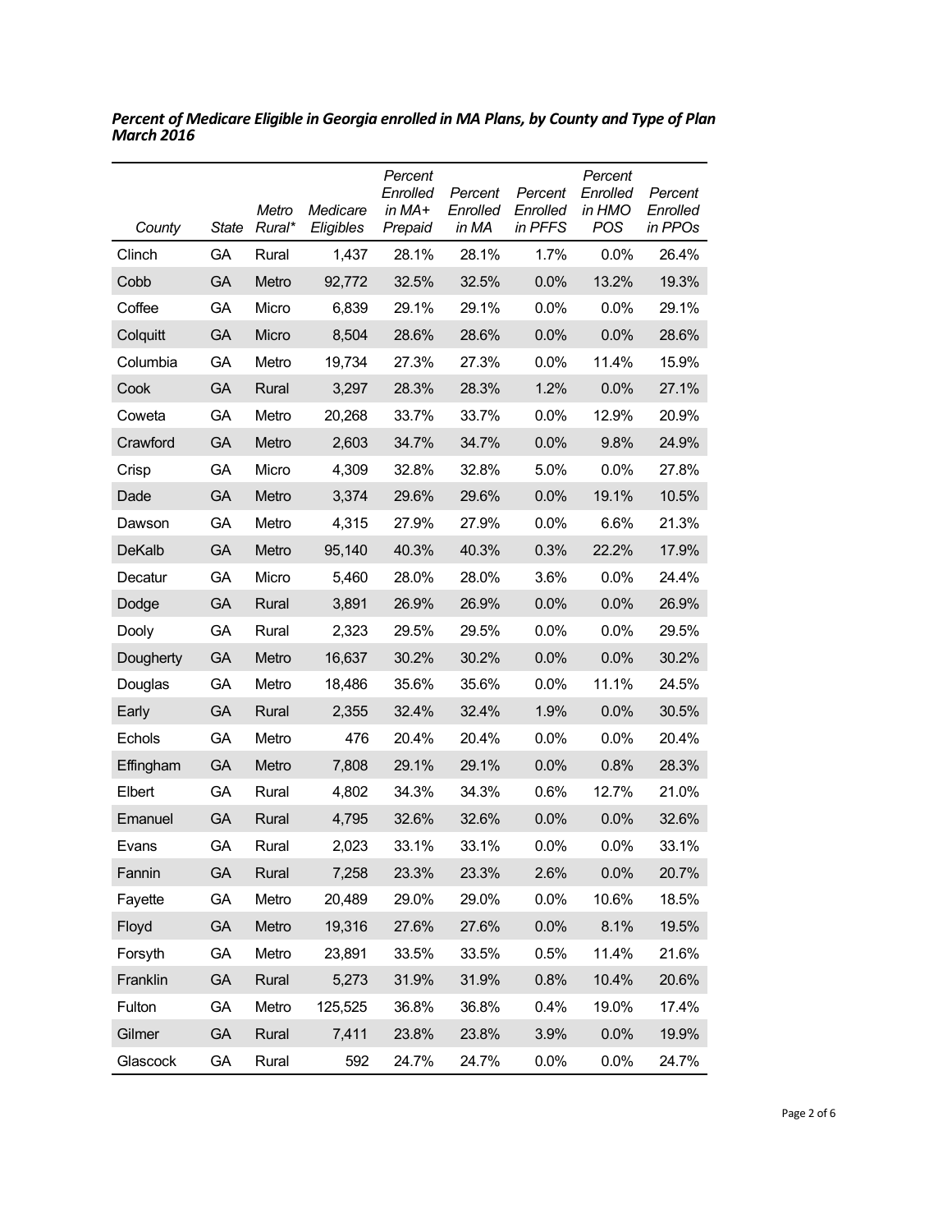***Percent of Medicare Eligible in Georgia enrolled in MA Plans, by County and Type of Plan March 2016***

| *County* | *State* | *Metro Rural** | *Medicare Eligibles* | *Percent Enrolled in MA+ Prepaid* | *Percent Enrolled in MA* | *Percent Enrolled in PFFS* | *Percent Enrolled in HMO POS* | *Percent Enrolled in PPOs* |
|---|---|---|---|---|---|---|---|---|
| Clinch | GA | Rural | 1,437 | 28.1% | 28.1% | 1.7% | 0.0% | 26.4% |
| Cobb | GA | Metro | 92,772 | 32.5% | 32.5% | 0.0% | 13.2% | 19.3% |
| Coffee | GA | Micro | 6,839 | 29.1% | 29.1% | 0.0% | 0.0% | 29.1% |
| Colquitt | GA | Micro | 8,504 | 28.6% | 28.6% | 0.0% | 0.0% | 28.6% |
| Columbia | GA | Metro | 19,734 | 27.3% | 27.3% | 0.0% | 11.4% | 15.9% |
| Cook | GA | Rural | 3,297 | 28.3% | 28.3% | 1.2% | 0.0% | 27.1% |
| Coweta | GA | Metro | 20,268 | 33.7% | 33.7% | 0.0% | 12.9% | 20.9% |
| Crawford | GA | Metro | 2,603 | 34.7% | 34.7% | 0.0% | 9.8% | 24.9% |
| Crisp | GA | Micro | 4,309 | 32.8% | 32.8% | 5.0% | 0.0% | 27.8% |
| Dade | GA | Metro | 3,374 | 29.6% | 29.6% | 0.0% | 19.1% | 10.5% |
| Dawson | GA | Metro | 4,315 | 27.9% | 27.9% | 0.0% | 6.6% | 21.3% |
| DeKalb | GA | Metro | 95,140 | 40.3% | 40.3% | 0.3% | 22.2% | 17.9% |
| Decatur | GA | Micro | 5,460 | 28.0% | 28.0% | 3.6% | 0.0% | 24.4% |
| Dodge | GA | Rural | 3,891 | 26.9% | 26.9% | 0.0% | 0.0% | 26.9% |
| Dooly | GA | Rural | 2,323 | 29.5% | 29.5% | 0.0% | 0.0% | 29.5% |
| Dougherty | GA | Metro | 16,637 | 30.2% | 30.2% | 0.0% | 0.0% | 30.2% |
| Douglas | GA | Metro | 18,486 | 35.6% | 35.6% | 0.0% | 11.1% | 24.5% |
| Early | GA | Rural | 2,355 | 32.4% | 32.4% | 1.9% | 0.0% | 30.5% |
| Echols | GA | Metro | 476 | 20.4% | 20.4% | 0.0% | 0.0% | 20.4% |
| Effingham | GA | Metro | 7,808 | 29.1% | 29.1% | 0.0% | 0.8% | 28.3% |
| Elbert | GA | Rural | 4,802 | 34.3% | 34.3% | 0.6% | 12.7% | 21.0% |
| Emanuel | GA | Rural | 4,795 | 32.6% | 32.6% | 0.0% | 0.0% | 32.6% |
| Evans | GA | Rural | 2,023 | 33.1% | 33.1% | 0.0% | 0.0% | 33.1% |
| Fannin | GA | Rural | 7,258 | 23.3% | 23.3% | 2.6% | 0.0% | 20.7% |
| Fayette | GA | Metro | 20,489 | 29.0% | 29.0% | 0.0% | 10.6% | 18.5% |
| Floyd | GA | Metro | 19,316 | 27.6% | 27.6% | 0.0% | 8.1% | 19.5% |
| Forsyth | GA | Metro | 23,891 | 33.5% | 33.5% | 0.5% | 11.4% | 21.6% |
| Franklin | GA | Rural | 5,273 | 31.9% | 31.9% | 0.8% | 10.4% | 20.6% |
| Fulton | GA | Metro | 125,525 | 36.8% | 36.8% | 0.4% | 19.0% | 17.4% |
| Gilmer | GA | Rural | 7,411 | 23.8% | 23.8% | 3.9% | 0.0% | 19.9% |
| Glascock | GA | Rural | 592 | 24.7% | 24.7% | 0.0% | 0.0% | 24.7% |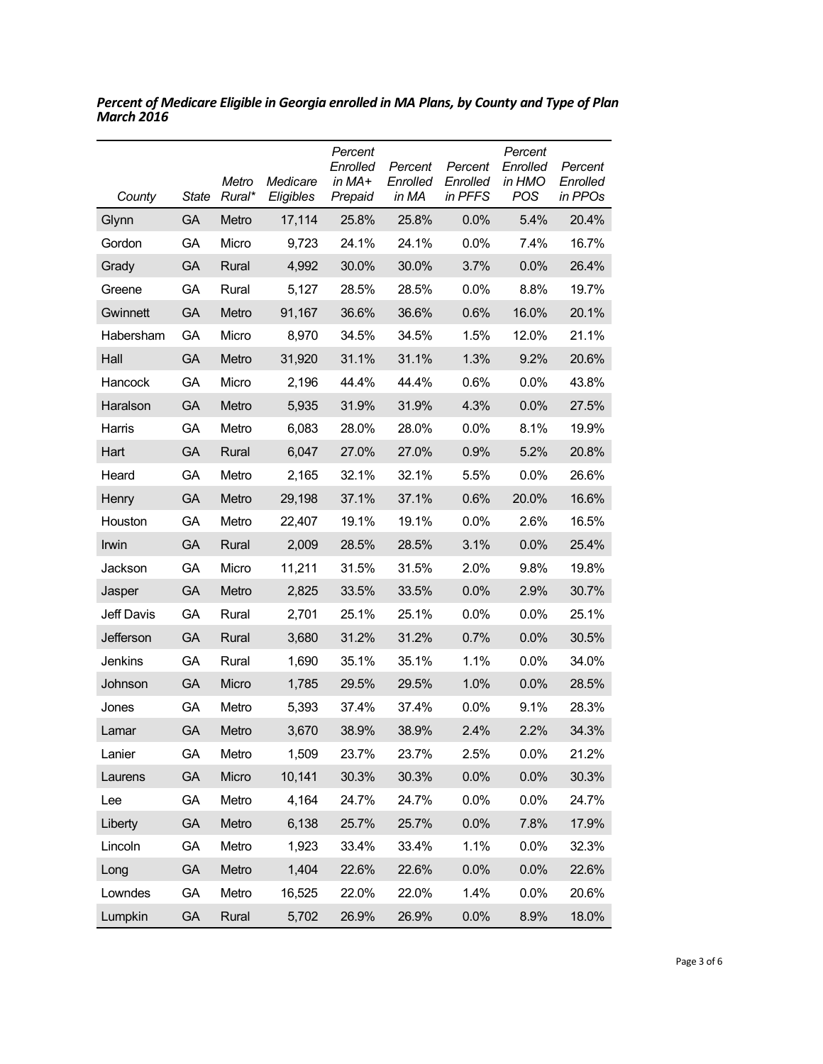***Percent of Medicare Eligible in Georgia enrolled in MA Plans, by County and Type of Plan March 2016***

| *County* | *State* | *Metro Rural** | *Medicare Eligibles* | *Percent Enrolled in MA+ Prepaid* | *Percent Enrolled in MA* | *Percent Enrolled in PFFS* | *Percent Enrolled in HMO POS* | *Percent Enrolled in PPOs* |
|---|---|---|---|---|---|---|---|---|
| Glynn | GA | Metro | 17,114 | 25.8% | 25.8% | 0.0% | 5.4% | 20.4% |
| Gordon | GA | Micro | 9,723 | 24.1% | 24.1% | 0.0% | 7.4% | 16.7% |
| Grady | GA | Rural | 4,992 | 30.0% | 30.0% | 3.7% | 0.0% | 26.4% |
| Greene | GA | Rural | 5,127 | 28.5% | 28.5% | 0.0% | 8.8% | 19.7% |
| Gwinnett | GA | Metro | 91,167 | 36.6% | 36.6% | 0.6% | 16.0% | 20.1% |
| Habersham | GA | Micro | 8,970 | 34.5% | 34.5% | 1.5% | 12.0% | 21.1% |
| Hall | GA | Metro | 31,920 | 31.1% | 31.1% | 1.3% | 9.2% | 20.6% |
| Hancock | GA | Micro | 2,196 | 44.4% | 44.4% | 0.6% | 0.0% | 43.8% |
| Haralson | GA | Metro | 5,935 | 31.9% | 31.9% | 4.3% | 0.0% | 27.5% |
| Harris | GA | Metro | 6,083 | 28.0% | 28.0% | 0.0% | 8.1% | 19.9% |
| Hart | GA | Rural | 6,047 | 27.0% | 27.0% | 0.9% | 5.2% | 20.8% |
| Heard | GA | Metro | 2,165 | 32.1% | 32.1% | 5.5% | 0.0% | 26.6% |
| Henry | GA | Metro | 29,198 | 37.1% | 37.1% | 0.6% | 20.0% | 16.6% |
| Houston | GA | Metro | 22,407 | 19.1% | 19.1% | 0.0% | 2.6% | 16.5% |
| Irwin | GA | Rural | 2,009 | 28.5% | 28.5% | 3.1% | 0.0% | 25.4% |
| Jackson | GA | Micro | 11,211 | 31.5% | 31.5% | 2.0% | 9.8% | 19.8% |
| Jasper | GA | Metro | 2,825 | 33.5% | 33.5% | 0.0% | 2.9% | 30.7% |
| Jeff Davis | GA | Rural | 2,701 | 25.1% | 25.1% | 0.0% | 0.0% | 25.1% |
| Jefferson | GA | Rural | 3,680 | 31.2% | 31.2% | 0.7% | 0.0% | 30.5% |
| Jenkins | GA | Rural | 1,690 | 35.1% | 35.1% | 1.1% | 0.0% | 34.0% |
| Johnson | GA | Micro | 1,785 | 29.5% | 29.5% | 1.0% | 0.0% | 28.5% |
| Jones | GA | Metro | 5,393 | 37.4% | 37.4% | 0.0% | 9.1% | 28.3% |
| Lamar | GA | Metro | 3,670 | 38.9% | 38.9% | 2.4% | 2.2% | 34.3% |
| Lanier | GA | Metro | 1,509 | 23.7% | 23.7% | 2.5% | 0.0% | 21.2% |
| Laurens | GA | Micro | 10,141 | 30.3% | 30.3% | 0.0% | 0.0% | 30.3% |
| Lee | GA | Metro | 4,164 | 24.7% | 24.7% | 0.0% | 0.0% | 24.7% |
| Liberty | GA | Metro | 6,138 | 25.7% | 25.7% | 0.0% | 7.8% | 17.9% |
| Lincoln | GA | Metro | 1,923 | 33.4% | 33.4% | 1.1% | 0.0% | 32.3% |
| Long | GA | Metro | 1,404 | 22.6% | 22.6% | 0.0% | 0.0% | 22.6% |
| Lowndes | GA | Metro | 16,525 | 22.0% | 22.0% | 1.4% | 0.0% | 20.6% |
| Lumpkin | GA | Rural | 5,702 | 26.9% | 26.9% | 0.0% | 8.9% | 18.0% |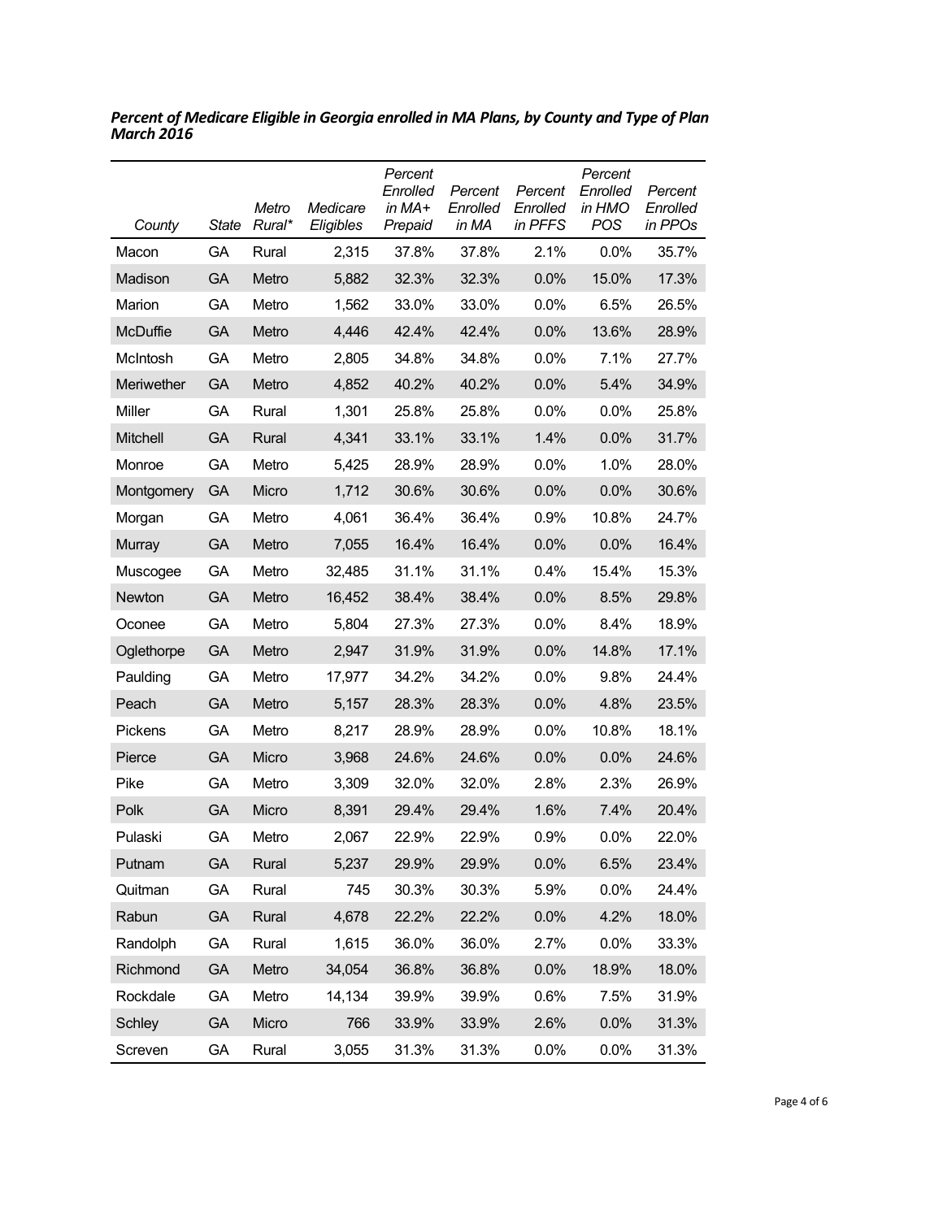***Percent of Medicare Eligible in Georgia enrolled in MA Plans, by County and Type of Plan March 2016***

| *County* | *State* | *Metro Rural** | *Medicare Eligibles* | *Percent Enrolled in MA+ Prepaid* | *Percent Enrolled in MA* | *Percent Enrolled in PFFS* | *Percent Enrolled in HMO POS* | *Percent Enrolled in PPOs* |
|---|---|---|---|---|---|---|---|---|
| Macon | GA | Rural | 2,315 | 37.8% | 37.8% | 2.1% | 0.0% | 35.7% |
| Madison | GA | Metro | 5,882 | 32.3% | 32.3% | 0.0% | 15.0% | 17.3% |
| Marion | GA | Metro | 1,562 | 33.0% | 33.0% | 0.0% | 6.5% | 26.5% |
| McDuffie | GA | Metro | 4,446 | 42.4% | 42.4% | 0.0% | 13.6% | 28.9% |
| McIntosh | GA | Metro | 2,805 | 34.8% | 34.8% | 0.0% | 7.1% | 27.7% |
| Meriwether | GA | Metro | 4,852 | 40.2% | 40.2% | 0.0% | 5.4% | 34.9% |
| Miller | GA | Rural | 1,301 | 25.8% | 25.8% | 0.0% | 0.0% | 25.8% |
| Mitchell | GA | Rural | 4,341 | 33.1% | 33.1% | 1.4% | 0.0% | 31.7% |
| Monroe | GA | Metro | 5,425 | 28.9% | 28.9% | 0.0% | 1.0% | 28.0% |
| Montgomery | GA | Micro | 1,712 | 30.6% | 30.6% | 0.0% | 0.0% | 30.6% |
| Morgan | GA | Metro | 4,061 | 36.4% | 36.4% | 0.9% | 10.8% | 24.7% |
| Murray | GA | Metro | 7,055 | 16.4% | 16.4% | 0.0% | 0.0% | 16.4% |
| Muscogee | GA | Metro | 32,485 | 31.1% | 31.1% | 0.4% | 15.4% | 15.3% |
| Newton | GA | Metro | 16,452 | 38.4% | 38.4% | 0.0% | 8.5% | 29.8% |
| Oconee | GA | Metro | 5,804 | 27.3% | 27.3% | 0.0% | 8.4% | 18.9% |
| Oglethorpe | GA | Metro | 2,947 | 31.9% | 31.9% | 0.0% | 14.8% | 17.1% |
| Paulding | GA | Metro | 17,977 | 34.2% | 34.2% | 0.0% | 9.8% | 24.4% |
| Peach | GA | Metro | 5,157 | 28.3% | 28.3% | 0.0% | 4.8% | 23.5% |
| Pickens | GA | Metro | 8,217 | 28.9% | 28.9% | 0.0% | 10.8% | 18.1% |
| Pierce | GA | Micro | 3,968 | 24.6% | 24.6% | 0.0% | 0.0% | 24.6% |
| Pike | GA | Metro | 3,309 | 32.0% | 32.0% | 2.8% | 2.3% | 26.9% |
| Polk | GA | Micro | 8,391 | 29.4% | 29.4% | 1.6% | 7.4% | 20.4% |
| Pulaski | GA | Metro | 2,067 | 22.9% | 22.9% | 0.9% | 0.0% | 22.0% |
| Putnam | GA | Rural | 5,237 | 29.9% | 29.9% | 0.0% | 6.5% | 23.4% |
| Quitman | GA | Rural | 745 | 30.3% | 30.3% | 5.9% | 0.0% | 24.4% |
| Rabun | GA | Rural | 4,678 | 22.2% | 22.2% | 0.0% | 4.2% | 18.0% |
| Randolph | GA | Rural | 1,615 | 36.0% | 36.0% | 2.7% | 0.0% | 33.3% |
| Richmond | GA | Metro | 34,054 | 36.8% | 36.8% | 0.0% | 18.9% | 18.0% |
| Rockdale | GA | Metro | 14,134 | 39.9% | 39.9% | 0.6% | 7.5% | 31.9% |
| Schley | GA | Micro | 766 | 33.9% | 33.9% | 2.6% | 0.0% | 31.3% |
| Screven | GA | Rural | 3,055 | 31.3% | 31.3% | 0.0% | 0.0% | 31.3% |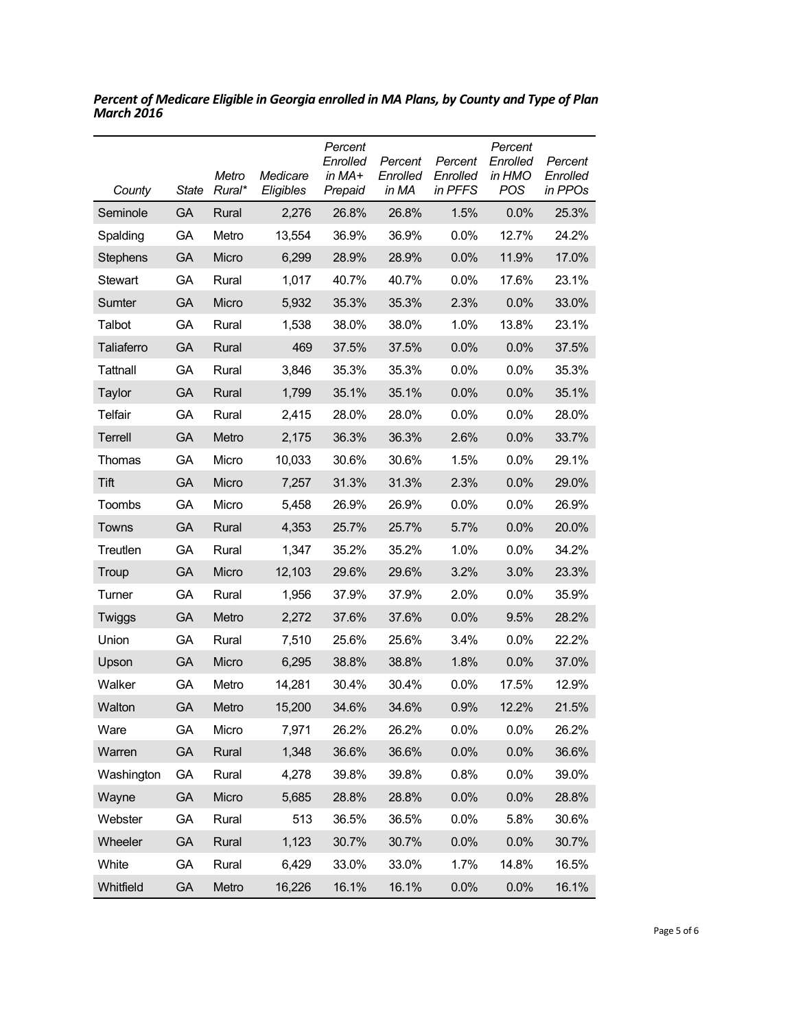***Percent of Medicare Eligible in Georgia enrolled in MA Plans, by County and Type of Plan March 2016***

| *County* | *State* | *Metro Rural\** | *Medicare Eligibles* | *Percent Enrolled in MA+ Prepaid* | *Percent Enrolled in MA* | *Percent Enrolled in PFFS* | *Percent Enrolled in HMO POS* | *Percent Enrolled in PPOs* |
|---|---|---|---|---|---|---|---|---|
| Seminole | GA | Rural | 2,276 | 26.8% | 26.8% | 1.5% | 0.0% | 25.3% |
| Spalding | GA | Metro | 13,554 | 36.9% | 36.9% | 0.0% | 12.7% | 24.2% |
| Stephens | GA | Micro | 6,299 | 28.9% | 28.9% | 0.0% | 11.9% | 17.0% |
| Stewart | GA | Rural | 1,017 | 40.7% | 40.7% | 0.0% | 17.6% | 23.1% |
| Sumter | GA | Micro | 5,932 | 35.3% | 35.3% | 2.3% | 0.0% | 33.0% |
| Talbot | GA | Rural | 1,538 | 38.0% | 38.0% | 1.0% | 13.8% | 23.1% |
| Taliaferro | GA | Rural | 469 | 37.5% | 37.5% | 0.0% | 0.0% | 37.5% |
| Tattnall | GA | Rural | 3,846 | 35.3% | 35.3% | 0.0% | 0.0% | 35.3% |
| Taylor | GA | Rural | 1,799 | 35.1% | 35.1% | 0.0% | 0.0% | 35.1% |
| Telfair | GA | Rural | 2,415 | 28.0% | 28.0% | 0.0% | 0.0% | 28.0% |
| Terrell | GA | Metro | 2,175 | 36.3% | 36.3% | 2.6% | 0.0% | 33.7% |
| Thomas | GA | Micro | 10,033 | 30.6% | 30.6% | 1.5% | 0.0% | 29.1% |
| Tift | GA | Micro | 7,257 | 31.3% | 31.3% | 2.3% | 0.0% | 29.0% |
| Toombs | GA | Micro | 5,458 | 26.9% | 26.9% | 0.0% | 0.0% | 26.9% |
| Towns | GA | Rural | 4,353 | 25.7% | 25.7% | 5.7% | 0.0% | 20.0% |
| Treutlen | GA | Rural | 1,347 | 35.2% | 35.2% | 1.0% | 0.0% | 34.2% |
| Troup | GA | Micro | 12,103 | 29.6% | 29.6% | 3.2% | 3.0% | 23.3% |
| Turner | GA | Rural | 1,956 | 37.9% | 37.9% | 2.0% | 0.0% | 35.9% |
| Twiggs | GA | Metro | 2,272 | 37.6% | 37.6% | 0.0% | 9.5% | 28.2% |
| Union | GA | Rural | 7,510 | 25.6% | 25.6% | 3.4% | 0.0% | 22.2% |
| Upson | GA | Micro | 6,295 | 38.8% | 38.8% | 1.8% | 0.0% | 37.0% |
| Walker | GA | Metro | 14,281 | 30.4% | 30.4% | 0.0% | 17.5% | 12.9% |
| Walton | GA | Metro | 15,200 | 34.6% | 34.6% | 0.9% | 12.2% | 21.5% |
| Ware | GA | Micro | 7,971 | 26.2% | 26.2% | 0.0% | 0.0% | 26.2% |
| Warren | GA | Rural | 1,348 | 36.6% | 36.6% | 0.0% | 0.0% | 36.6% |
| Washington | GA | Rural | 4,278 | 39.8% | 39.8% | 0.8% | 0.0% | 39.0% |
| Wayne | GA | Micro | 5,685 | 28.8% | 28.8% | 0.0% | 0.0% | 28.8% |
| Webster | GA | Rural | 513 | 36.5% | 36.5% | 0.0% | 5.8% | 30.6% |
| Wheeler | GA | Rural | 1,123 | 30.7% | 30.7% | 0.0% | 0.0% | 30.7% |
| White | GA | Rural | 6,429 | 33.0% | 33.0% | 1.7% | 14.8% | 16.5% |
| Whitfield | GA | Metro | 16,226 | 16.1% | 16.1% | 0.0% | 0.0% | 16.1% |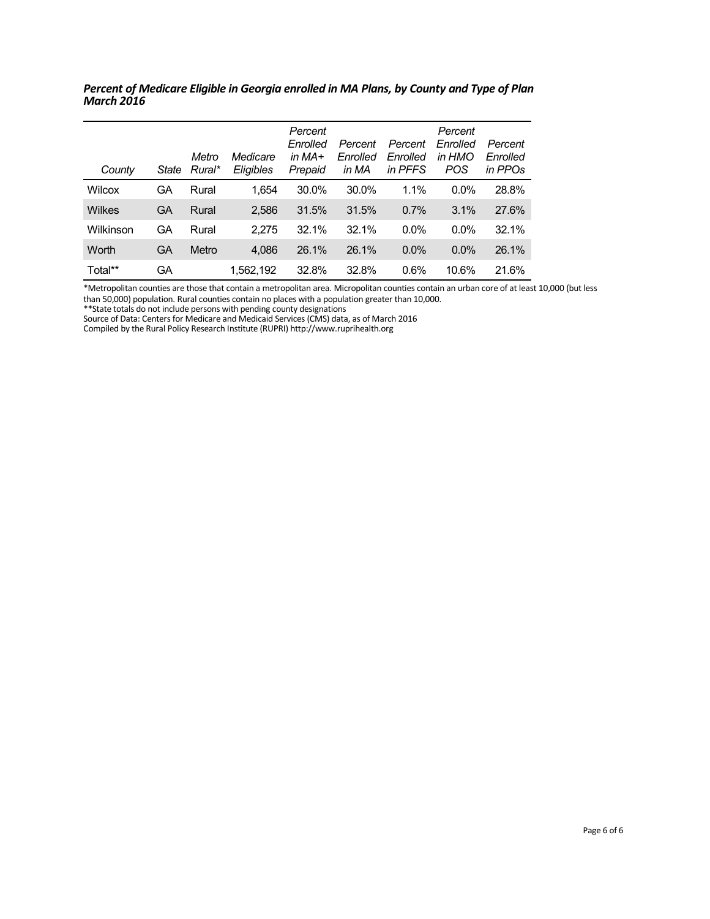***Percent of Medicare Eligible in Georgia enrolled in MA Plans, by County and Type of Plan March 2016***

| *County* | *State* | *Metro Rural** | *Medicare Eligibles* | *Percent Enrolled in MA+ Prepaid* | *Percent Enrolled in MA* | *Percent Enrolled in PFFS* | *Percent Enrolled in HMO POS* | *Percent Enrolled in PPOs* |
|---|---|---|---|---|---|---|---|---|
| Wilcox | GA | Rural | 1,654 | 30.0% | 30.0% | 1.1% | 0.0% | 28.8% |
| Wilkes | GA | Rural | 2,586 | 31.5% | 31.5% | 0.7% | 3.1% | 27.6% |
| Wilkinson | GA | Rural | 2,275 | 32.1% | 32.1% | 0.0% | 0.0% | 32.1% |
| Worth | GA | Metro | 4,086 | 26.1% | 26.1% | 0.0% | 0.0% | 26.1% |
| Total** | GA | | 1,562,192 | 32.8% | 32.8% | 0.6% | 10.6% | 21.6% |

*Metropolitan counties are those that contain a metropolitan area. Micropolitan counties contain an urban core of at least 10,000 (but less than 50,000) population. Rural counties contain no places with a population greater than 10,000.
**State totals do not include persons with pending county designations
Source of Data: Centers for Medicare and Medicaid Services (CMS) data, as of March 2016
Compiled by the Rural Policy Research Institute (RUPRI) http://www.ruprihealth.org